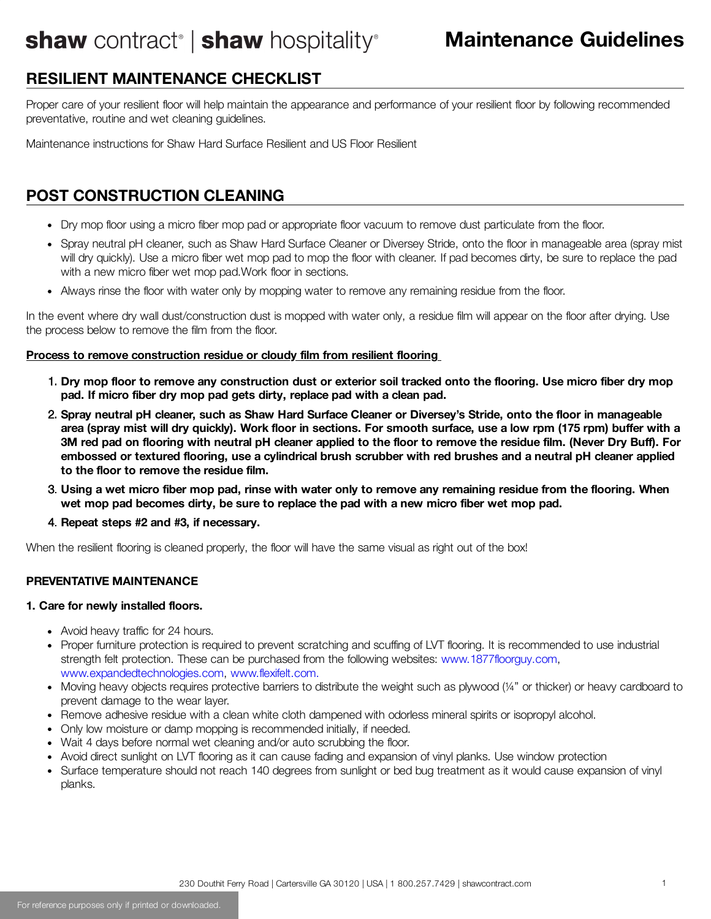# shaw contract® | shaw hospitality® — Maintenance Guidelines

## RESILIENT MAINTENANCE CHECKLIST

Proper care of your resilient floor will help maintain the appearance and performance of your resilient floor by following recommended preventative, routine and wet cleaning guidelines.

Maintenance instructions for Shaw Hard Surface Resilient and US Floor Resilient

## POST CONSTRUCTION CLEANING

- Dry mop floor using a micro fiber mop pad or appropriate floor vacuum to remove dust particulate from the floor.
- Spray neutral pH cleaner, such as Shaw Hard Surface Cleaner or Diversey Stride, onto the floor in manageable area (spray mist will dry quickly). Use a micro fiber wet mop pad to mop the floor with cleaner. If pad becomes dirty, be sure to replace the pad with a new micro fiber wet mop pad.Work floor in sections.
- Always rinse the floor with water only by mopping water to remove any remaining residue from the floor.

In the event where dry wall dust/construction dust is mopped with water only, a residue film will appear on the floor after drying. Use the process below to remove the film from the floor.

**Process to remove construction residue or cloudy film from resilient flooring**

1. **Dry mop floor to remove any construction dust or exterior soil tracked onto the flooring. Use micro fiber dry mop pad. If micro fiber dry mop pad gets dirty, replace pad with a clean pad.**
2. **Spray neutral pH cleaner, such as Shaw Hard Surface Cleaner or Diversey's Stride, onto the floor in manageable area (spray mist will dry quickly). Work floor in sections. For smooth surface, use a low rpm (175 rpm) buffer with a 3M red pad on flooring with neutral pH cleaner applied to the floor to remove the residue film. (Never Dry Buff). For embossed or textured flooring, use a cylindrical brush scrubber with red brushes and a neutral pH cleaner applied to the floor to remove the residue film.**
3. **Using a wet micro fiber mop pad, rinse with water only to remove any remaining residue from the flooring. When wet mop pad becomes dirty, be sure to replace the pad with a new micro fiber wet mop pad.**
4. **Repeat steps #2 and #3, if necessary.**

When the resilient flooring is cleaned properly, the floor will have the same visual as right out of the box!

### PREVENTATIVE MAINTENANCE

**1. Care for newly installed floors.**

- Avoid heavy traffic for 24 hours.
- Proper furniture protection is required to prevent scratching and scuffing of LVT flooring. It is recommended to use industrial strength felt protection. These can be purchased from the following websites: www.1877floorguy.com, www.expandedtechnologies.com, www.flexifelt.com.
- Moving heavy objects requires protective barriers to distribute the weight such as plywood (¼" or thicker) or heavy cardboard to prevent damage to the wear layer.
- Remove adhesive residue with a clean white cloth dampened with odorless mineral spirits or isopropyl alcohol.
- Only low moisture or damp mopping is recommended initially, if needed.
- Wait 4 days before normal wet cleaning and/or auto scrubbing the floor.
- Avoid direct sunlight on LVT flooring as it can cause fading and expansion of vinyl planks. Use window protection
- Surface temperature should not reach 140 degrees from sunlight or bed bug treatment as it would cause expansion of vinyl planks.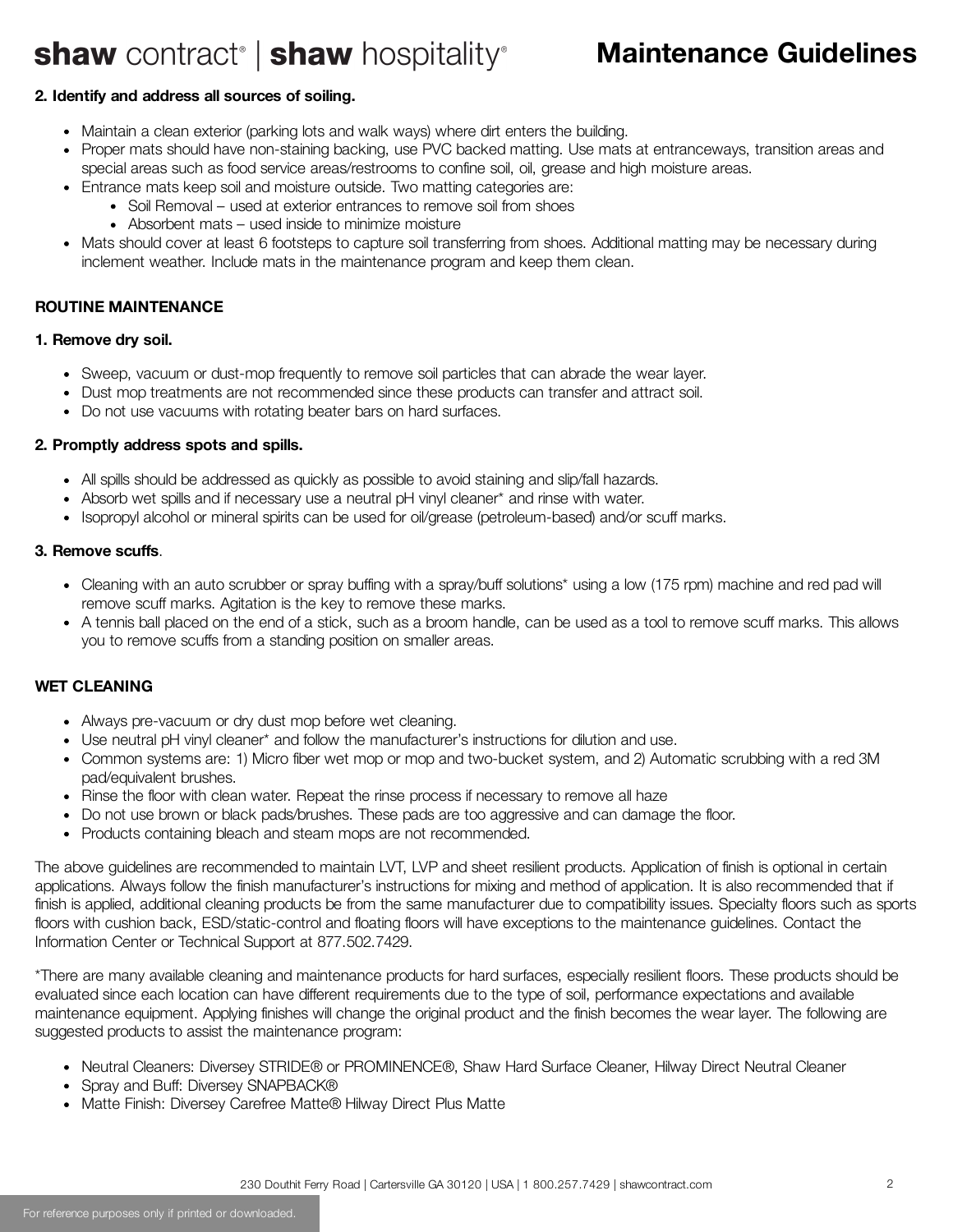**2. Identify and address all sources of soiling.**

- Maintain a clean exterior (parking lots and walk ways) where dirt enters the building.
- Proper mats should have non-staining backing, use PVC backed matting. Use mats at entranceways, transition areas and special areas such as food service areas/restrooms to confine soil, oil, grease and high moisture areas.
- Entrance mats keep soil and moisture outside. Two matting categories are:
  - Soil Removal – used at exterior entrances to remove soil from shoes
  - Absorbent mats – used inside to minimize moisture
- Mats should cover at least 6 footsteps to capture soil transferring from shoes. Additional matting may be necessary during inclement weather. Include mats in the maintenance program and keep them clean.

**ROUTINE MAINTENANCE**

**1. Remove dry soil.**

- Sweep, vacuum or dust-mop frequently to remove soil particles that can abrade the wear layer.
- Dust mop treatments are not recommended since these products can transfer and attract soil.
- Do not use vacuums with rotating beater bars on hard surfaces.

**2. Promptly address spots and spills.**

- All spills should be addressed as quickly as possible to avoid staining and slip/fall hazards.
- Absorb wet spills and if necessary use a neutral pH vinyl cleaner* and rinse with water.
- Isopropyl alcohol or mineral spirits can be used for oil/grease (petroleum-based) and/or scuff marks.

**3. Remove scuffs**.

- Cleaning with an auto scrubber or spray buffing with a spray/buff solutions* using a low (175 rpm) machine and red pad will remove scuff marks. Agitation is the key to remove these marks.
- A tennis ball placed on the end of a stick, such as a broom handle, can be used as a tool to remove scuff marks. This allows you to remove scuffs from a standing position on smaller areas.

**WET CLEANING**

- Always pre-vacuum or dry dust mop before wet cleaning.
- Use neutral pH vinyl cleaner* and follow the manufacturer's instructions for dilution and use.
- Common systems are: 1) Micro fiber wet mop or mop and two-bucket system, and 2) Automatic scrubbing with a red 3M pad/equivalent brushes.
- Rinse the floor with clean water. Repeat the rinse process if necessary to remove all haze
- Do not use brown or black pads/brushes. These pads are too aggressive and can damage the floor.
- Products containing bleach and steam mops are not recommended.

The above guidelines are recommended to maintain LVT, LVP and sheet resilient products. Application of finish is optional in certain applications. Always follow the finish manufacturer's instructions for mixing and method of application. It is also recommended that if finish is applied, additional cleaning products be from the same manufacturer due to compatibility issues. Specialty floors such as sports floors with cushion back, ESD/static-control and floating floors will have exceptions to the maintenance guidelines. Contact the Information Center or Technical Support at 877.502.7429.

*There are many available cleaning and maintenance products for hard surfaces, especially resilient floors. These products should be evaluated since each location can have different requirements due to the type of soil, performance expectations and available maintenance equipment. Applying finishes will change the original product and the finish becomes the wear layer. The following are suggested products to assist the maintenance program:

- Neutral Cleaners: Diversey STRIDE® or PROMINENCE®, Shaw Hard Surface Cleaner, Hilway Direct Neutral Cleaner
- Spray and Buff: Diversey SNAPBACK®
- Matte Finish: Diversey Carefree Matte® Hilway Direct Plus Matte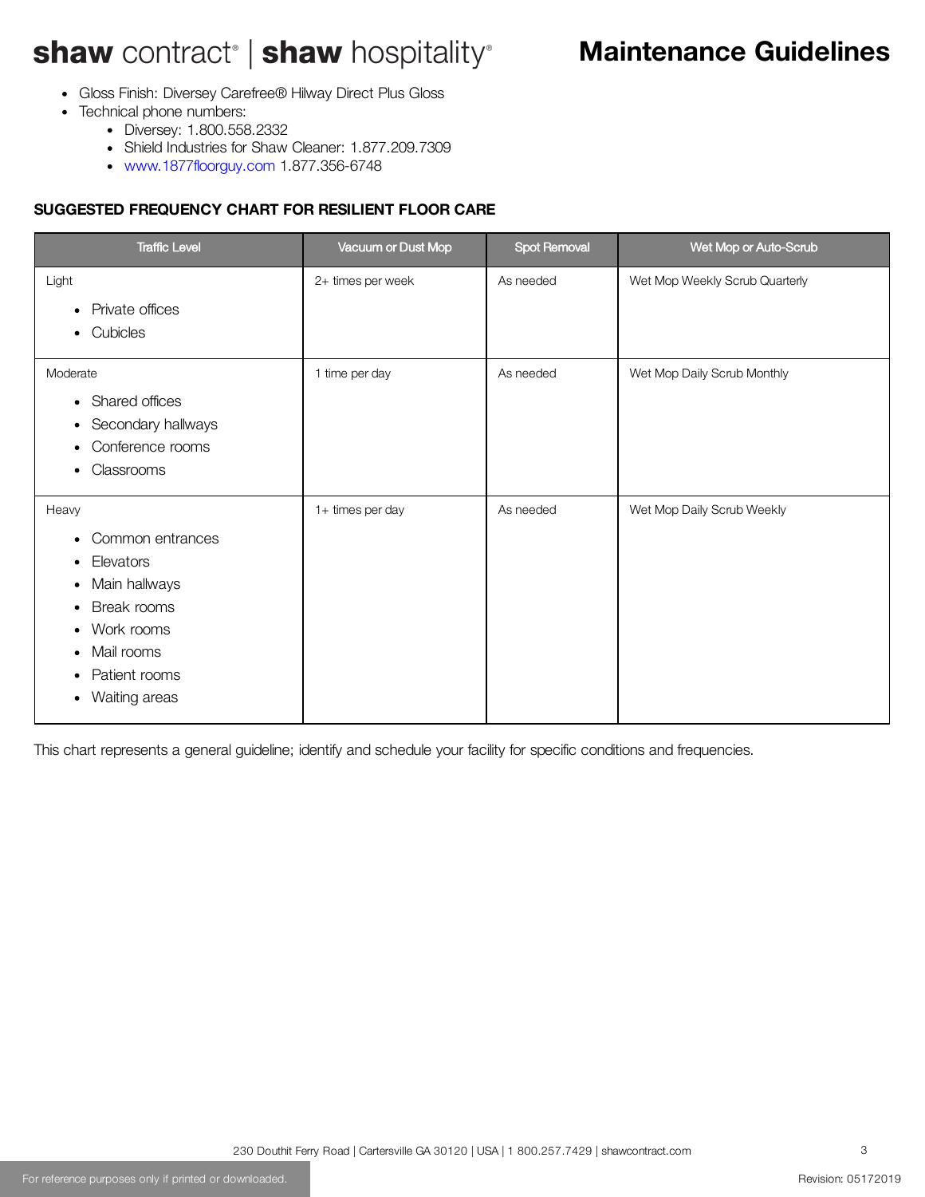- Gloss Finish: Diversey Carefree® Hilway Direct Plus Gloss
- Technical phone numbers:
  - Diversey: 1.800.558.2332
  - Shield Industries for Shaw Cleaner: 1.877.209.7309
  - www.1877floorguy.com 1.877.356-6748

**SUGGESTED FREQUENCY CHART FOR RESILIENT FLOOR CARE**

| Traffic Level | Vacuum or Dust Mop | Spot Removal | Wet Mop or Auto-Scrub |
|---|---|---|---|
| Light<br>• Private offices<br>• Cubicles | 2+ times per week | As needed | Wet Mop Weekly Scrub Quarterly |
| Moderate<br>• Shared offices<br>• Secondary hallways<br>• Conference rooms<br>• Classrooms | 1 time per day | As needed | Wet Mop Daily Scrub Monthly |
| Heavy<br>• Common entrances<br>• Elevators<br>• Main hallways<br>• Break rooms<br>• Work rooms<br>• Mail rooms<br>• Patient rooms<br>• Waiting areas | 1+ times per day | As needed | Wet Mop Daily Scrub Weekly |

This chart represents a general guideline; identify and schedule your facility for specific conditions and frequencies.